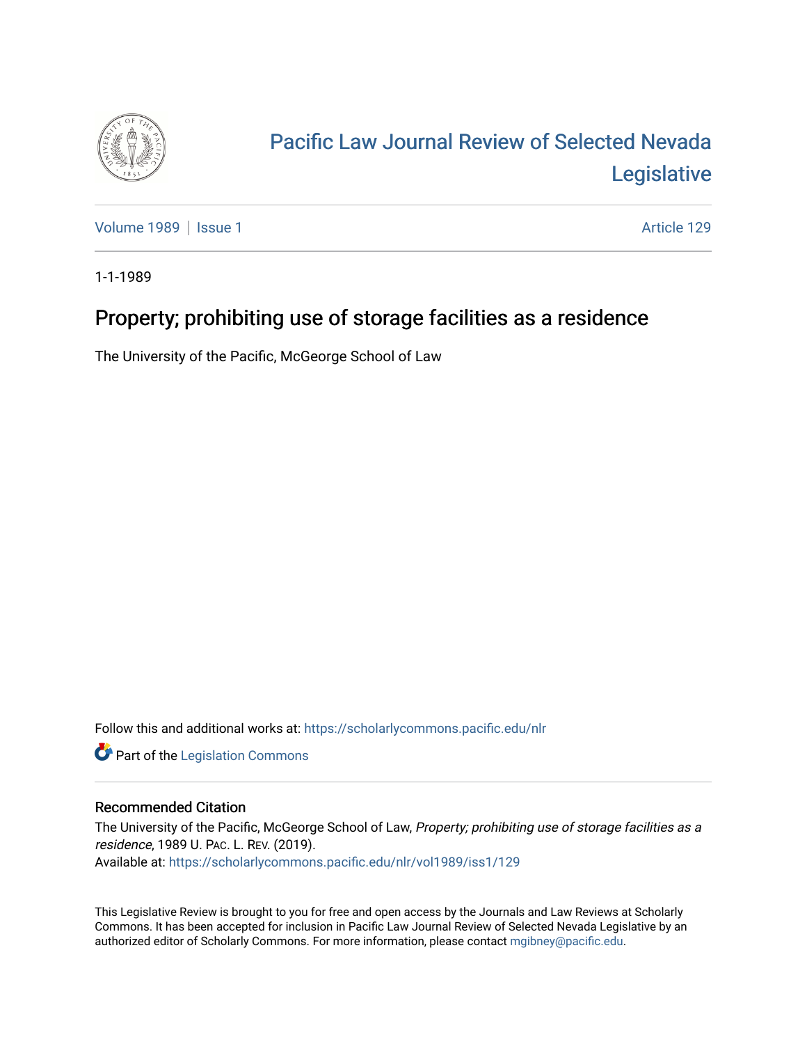# Pacific Law Journal Review of Selected Nevada Legislative

Volume 1989 | Issue 1 Article 129

1-1-1989

## Property; prohibiting use of storage facilities as a residence

The University of the Pacific, McGeorge School of Law

Follow this and additional works at: https://scholarlycommons.pacific.edu/nlr

Part of the Legislation Commons

### Recommended Citation

The University of the Pacific, McGeorge School of Law, *Property; prohibiting use of storage facilities as a residence*, 1989 U. PAC. L. REV. (2019).

Available at: https://scholarlycommons.pacific.edu/nlr/vol1989/iss1/129

This Legislative Review is brought to you for free and open access by the Journals and Law Reviews at Scholarly Commons. It has been accepted for inclusion in Pacific Law Journal Review of Selected Nevada Legislative by an authorized editor of Scholarly Commons. For more information, please contact mgibney@pacific.edu.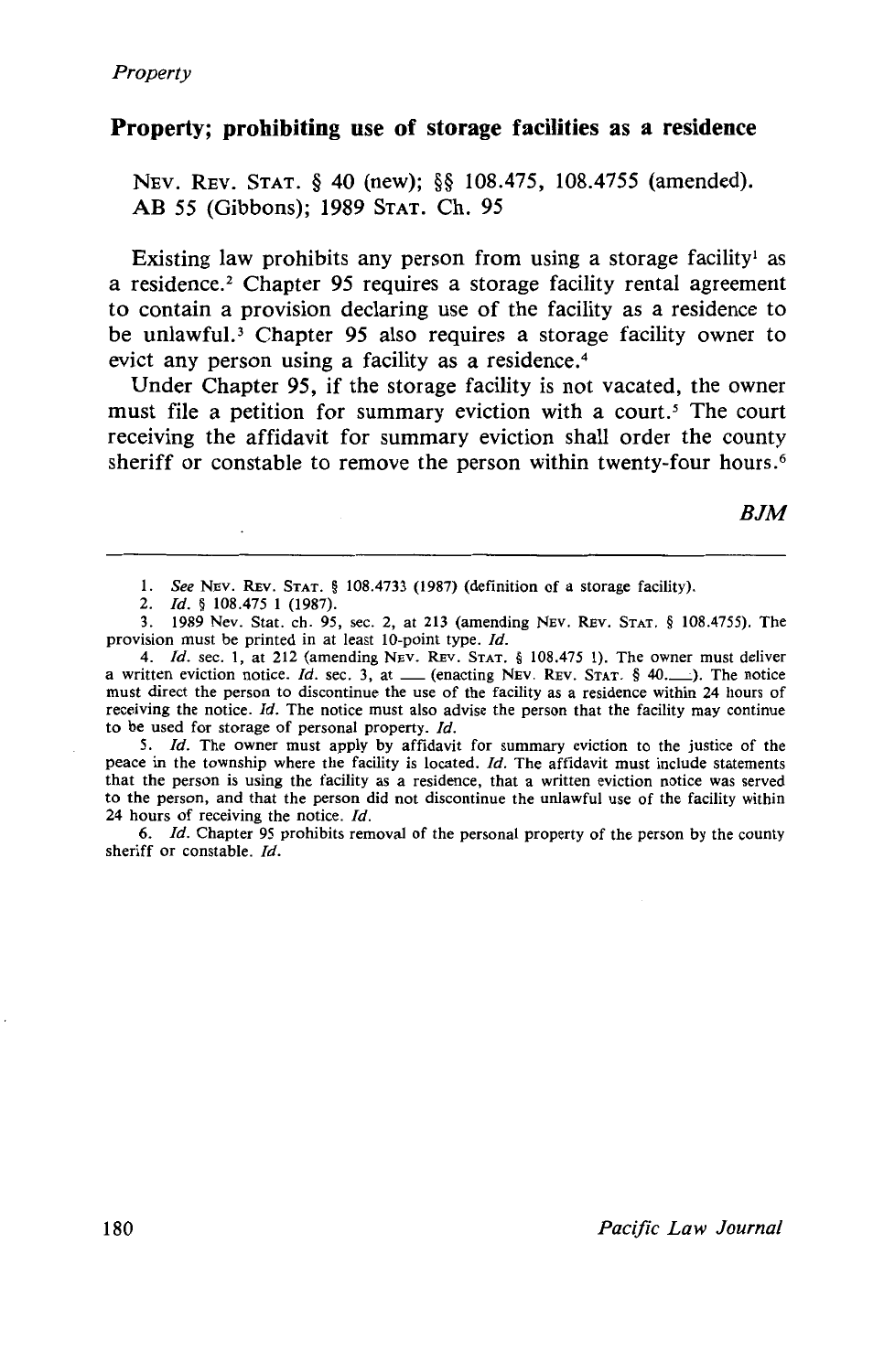## Property; prohibiting use of storage facilities as a residence

NEV. REV. STAT. § 40 (new); §§ 108.475, 108.4755 (amended).
AB 55 (Gibbons); 1989 STAT. Ch. 95

Existing law prohibits any person from using a storage facility[1] as a residence.[2] Chapter 95 requires a storage facility rental agreement to contain a provision declaring use of the facility as a residence to be unlawful.[3] Chapter 95 also requires a storage facility owner to evict any person using a facility as a residence.[4]

Under Chapter 95, if the storage facility is not vacated, the owner must file a petition for summary eviction with a court.[5] The court receiving the affidavit for summary eviction shall order the county sheriff or constable to remove the person within twenty-four hours.[6]

*BJM*

---

1. *See* NEV. REV. STAT. § 108.4733 (1987) (definition of a storage facility).

2. *Id.* § 108.475 1 (1987).

3. 1989 Nev. Stat. ch. 95, sec. 2, at 213 (amending NEV. REV. STAT. § 108.4755). The provision must be printed in at least 10-point type. *Id.*

4. *Id.* sec. 1, at 212 (amending NEV. REV. STAT. § 108.475 1). The owner must deliver a written eviction notice. *Id.* sec. 3, at ___ (enacting NEV. REV. STAT. § 40.___). The notice must direct the person to discontinue the use of the facility as a residence within 24 hours of receiving the notice. *Id.* The notice must also advise the person that the facility may continue to be used for storage of personal property. *Id.*

5. *Id.* The owner must apply by affidavit for summary eviction to the justice of the peace in the township where the facility is located. *Id.* The affidavit must include statements that the person is using the facility as a residence, that a written eviction notice was served to the person, and that the person did not discontinue the unlawful use of the facility within 24 hours of receiving the notice. *Id.*

6. *Id.* Chapter 95 prohibits removal of the personal property of the person by the county sheriff or constable. *Id.*